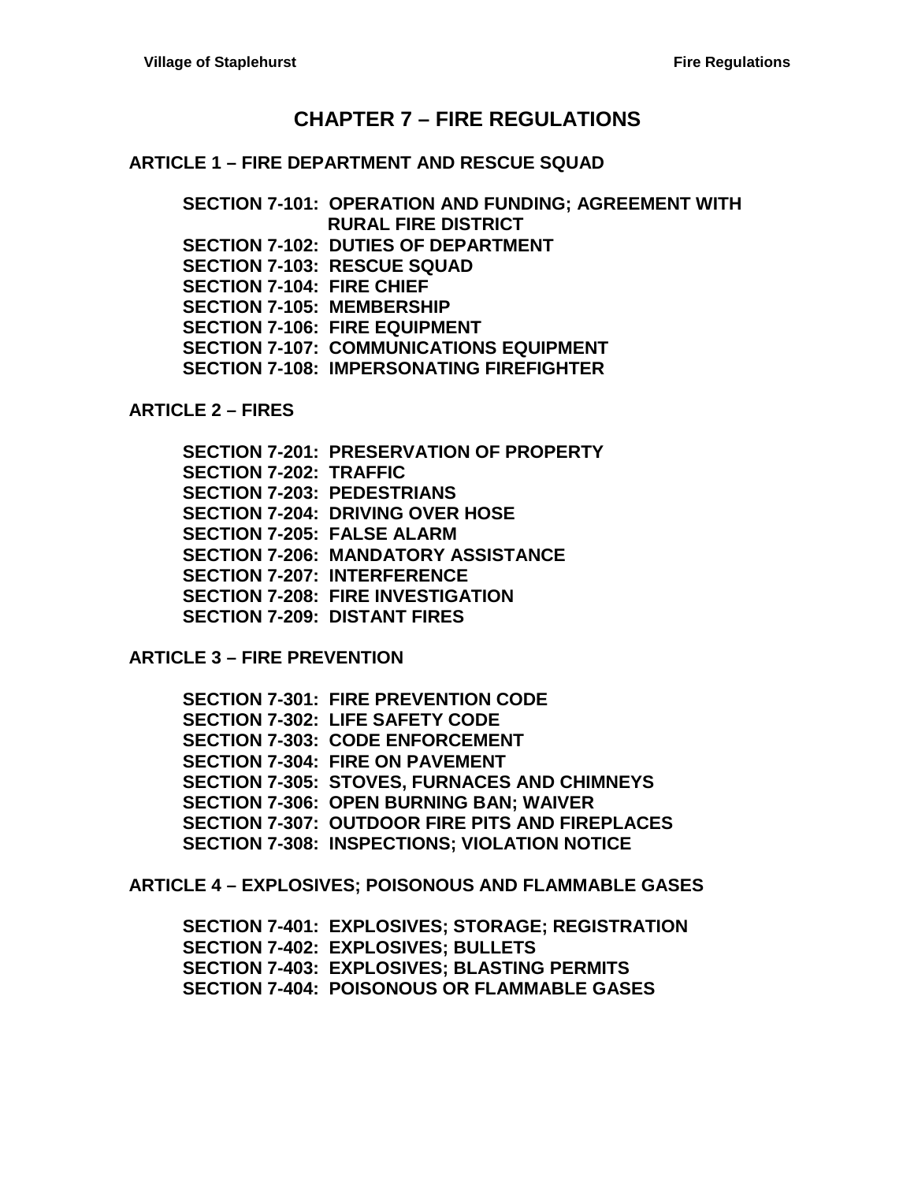# CHAPTER 7 – FIRE REGULATIONS

## ARTICLE 1 – FIRE DEPARTMENT AND RESCUE SQUAD

**SECTION 7-101: OPERATION AND FUNDING; AGREEMENT WITH RURAL FIRE DISTRICT**
**SECTION 7-102: DUTIES OF DEPARTMENT**
**SECTION 7-103: RESCUE SQUAD**
**SECTION 7-104: FIRE CHIEF**
**SECTION 7-105: MEMBERSHIP**
**SECTION 7-106: FIRE EQUIPMENT**
**SECTION 7-107: COMMUNICATIONS EQUIPMENT**
**SECTION 7-108: IMPERSONATING FIREFIGHTER**

## ARTICLE 2 – FIRES

**SECTION 7-201: PRESERVATION OF PROPERTY**
**SECTION 7-202: TRAFFIC**
**SECTION 7-203: PEDESTRIANS**
**SECTION 7-204: DRIVING OVER HOSE**
**SECTION 7-205: FALSE ALARM**
**SECTION 7-206: MANDATORY ASSISTANCE**
**SECTION 7-207: INTERFERENCE**
**SECTION 7-208: FIRE INVESTIGATION**
**SECTION 7-209: DISTANT FIRES**

## ARTICLE 3 – FIRE PREVENTION

**SECTION 7-301: FIRE PREVENTION CODE**
**SECTION 7-302: LIFE SAFETY CODE**
**SECTION 7-303: CODE ENFORCEMENT**
**SECTION 7-304: FIRE ON PAVEMENT**
**SECTION 7-305: STOVES, FURNACES AND CHIMNEYS**
**SECTION 7-306: OPEN BURNING BAN; WAIVER**
**SECTION 7-307: OUTDOOR FIRE PITS AND FIREPLACES**
**SECTION 7-308: INSPECTIONS; VIOLATION NOTICE**

## ARTICLE 4 – EXPLOSIVES; POISONOUS AND FLAMMABLE GASES

**SECTION 7-401: EXPLOSIVES; STORAGE; REGISTRATION**
**SECTION 7-402: EXPLOSIVES; BULLETS**
**SECTION 7-403: EXPLOSIVES; BLASTING PERMITS**
**SECTION 7-404: POISONOUS OR FLAMMABLE GASES**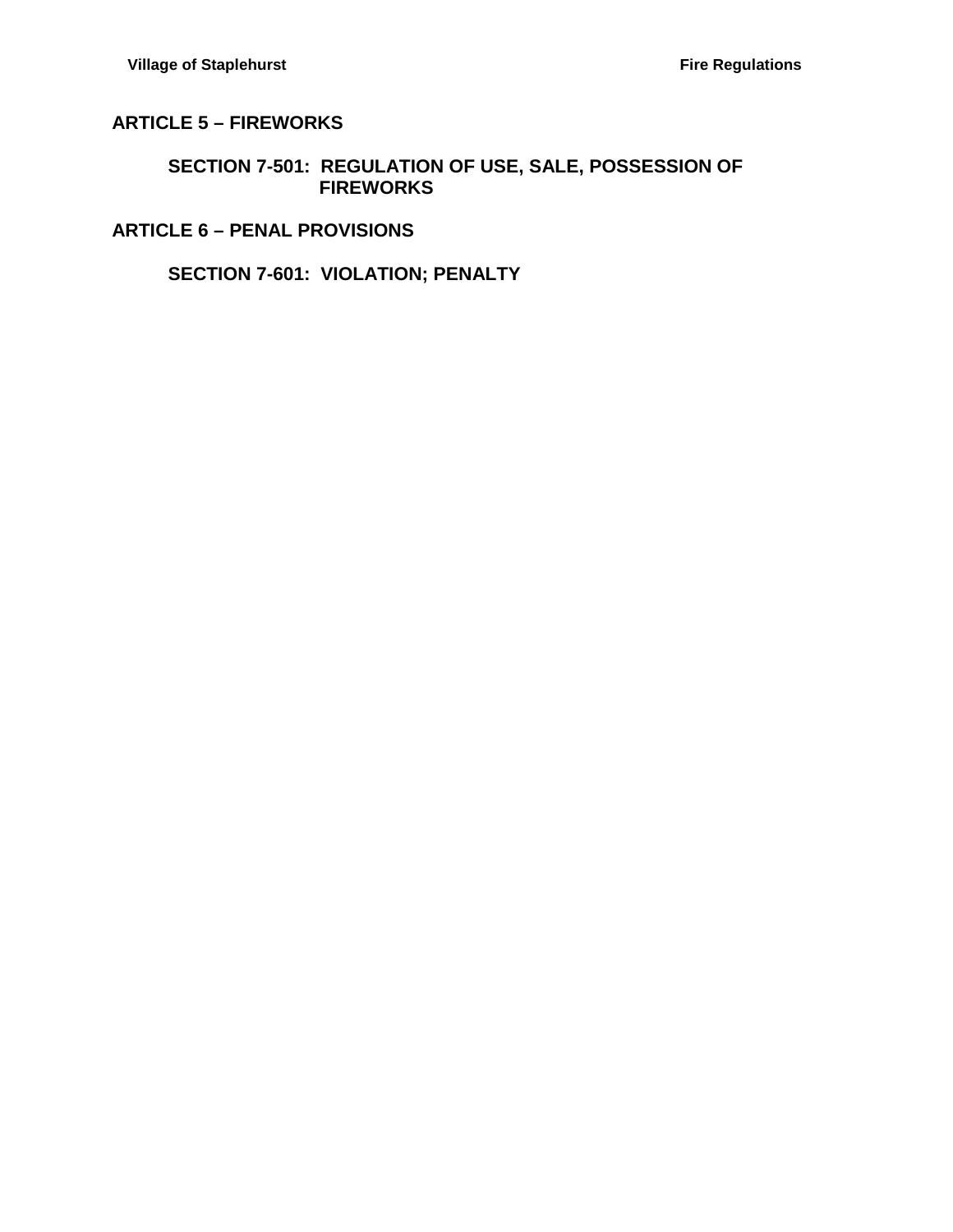## ARTICLE 5 – FIREWORKS

### SECTION 7-501: REGULATION OF USE, SALE, POSSESSION OF FIREWORKS

## ARTICLE 6 – PENAL PROVISIONS

### SECTION 7-601: VIOLATION; PENALTY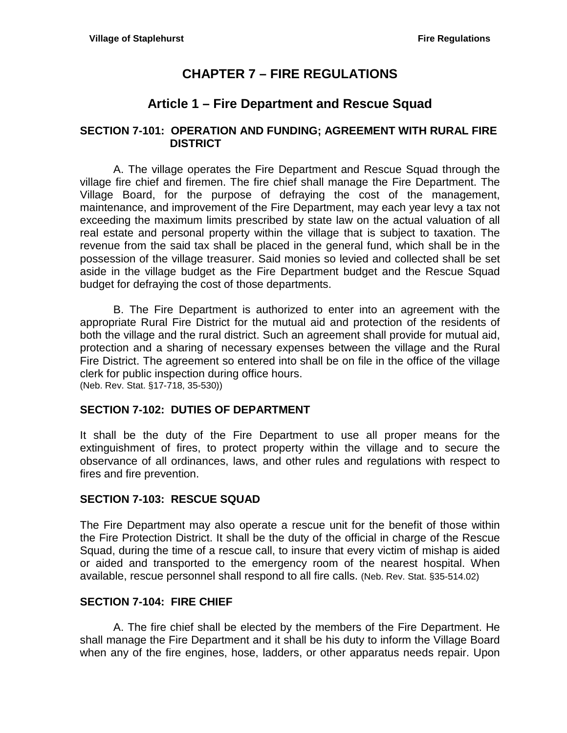# CHAPTER 7 – FIRE REGULATIONS

## Article 1 – Fire Department and Rescue Squad

### SECTION 7-101: OPERATION AND FUNDING; AGREEMENT WITH RURAL FIRE DISTRICT

A. The village operates the Fire Department and Rescue Squad through the village fire chief and firemen. The fire chief shall manage the Fire Department. The Village Board, for the purpose of defraying the cost of the management, maintenance, and improvement of the Fire Department, may each year levy a tax not exceeding the maximum limits prescribed by state law on the actual valuation of all real estate and personal property within the village that is subject to taxation. The revenue from the said tax shall be placed in the general fund, which shall be in the possession of the village treasurer. Said monies so levied and collected shall be set aside in the village budget as the Fire Department budget and the Rescue Squad budget for defraying the cost of those departments.

B. The Fire Department is authorized to enter into an agreement with the appropriate Rural Fire District for the mutual aid and protection of the residents of both the village and the rural district. Such an agreement shall provide for mutual aid, protection and a sharing of necessary expenses between the village and the Rural Fire District. The agreement so entered into shall be on file in the office of the village clerk for public inspection during office hours.
(Neb. Rev. Stat. §17-718, 35-530))

### SECTION 7-102: DUTIES OF DEPARTMENT

It shall be the duty of the Fire Department to use all proper means for the extinguishment of fires, to protect property within the village and to secure the observance of all ordinances, laws, and other rules and regulations with respect to fires and fire prevention.

### SECTION 7-103: RESCUE SQUAD

The Fire Department may also operate a rescue unit for the benefit of those within the Fire Protection District. It shall be the duty of the official in charge of the Rescue Squad, during the time of a rescue call, to insure that every victim of mishap is aided or aided and transported to the emergency room of the nearest hospital. When available, rescue personnel shall respond to all fire calls. (Neb. Rev. Stat. §35-514.02)

### SECTION 7-104: FIRE CHIEF

A. The fire chief shall be elected by the members of the Fire Department. He shall manage the Fire Department and it shall be his duty to inform the Village Board when any of the fire engines, hose, ladders, or other apparatus needs repair. Upon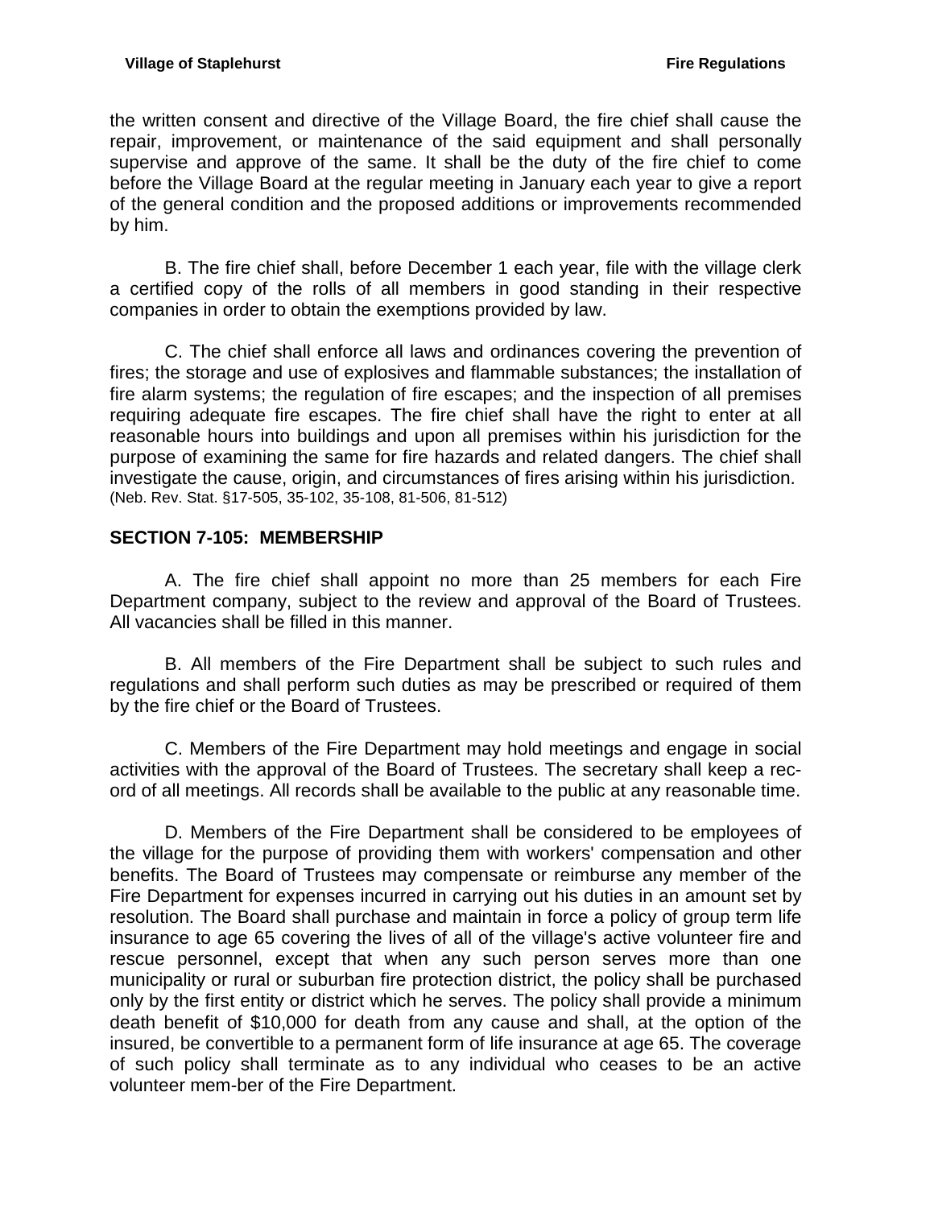the written consent and directive of the Village Board, the fire chief shall cause the repair, improvement, or maintenance of the said equipment and shall personally supervise and approve of the same. It shall be the duty of the fire chief to come before the Village Board at the regular meeting in January each year to give a report of the general condition and the proposed additions or improvements recommended by him.

B. The fire chief shall, before December 1 each year, file with the village clerk a certified copy of the rolls of all members in good standing in their respective companies in order to obtain the exemptions provided by law.

C. The chief shall enforce all laws and ordinances covering the prevention of fires; the storage and use of explosives and flammable substances; the installation of fire alarm systems; the regulation of fire escapes; and the inspection of all premises requiring adequate fire escapes. The fire chief shall have the right to enter at all reasonable hours into buildings and upon all premises within his jurisdiction for the purpose of examining the same for fire hazards and related dangers. The chief shall investigate the cause, origin, and circumstances of fires arising within his jurisdiction.
(Neb. Rev. Stat. §17-505, 35-102, 35-108, 81-506, 81-512)

## SECTION 7-105: MEMBERSHIP

A. The fire chief shall appoint no more than 25 members for each Fire Department company, subject to the review and approval of the Board of Trustees. All vacancies shall be filled in this manner.

B. All members of the Fire Department shall be subject to such rules and regulations and shall perform such duties as may be prescribed or required of them by the fire chief or the Board of Trustees.

C. Members of the Fire Department may hold meetings and engage in social activities with the approval of the Board of Trustees. The secretary shall keep a record of all meetings. All records shall be available to the public at any reasonable time.

D. Members of the Fire Department shall be considered to be employees of the village for the purpose of providing them with workers' compensation and other benefits. The Board of Trustees may compensate or reimburse any member of the Fire Department for expenses incurred in carrying out his duties in an amount set by resolution. The Board shall purchase and maintain in force a policy of group term life insurance to age 65 covering the lives of all of the village's active volunteer fire and rescue personnel, except that when any such person serves more than one municipality or rural or suburban fire protection district, the policy shall be purchased only by the first entity or district which he serves. The policy shall provide a minimum death benefit of $10,000 for death from any cause and shall, at the option of the insured, be convertible to a permanent form of life insurance at age 65. The coverage of such policy shall terminate as to any individual who ceases to be an active volunteer mem-ber of the Fire Department.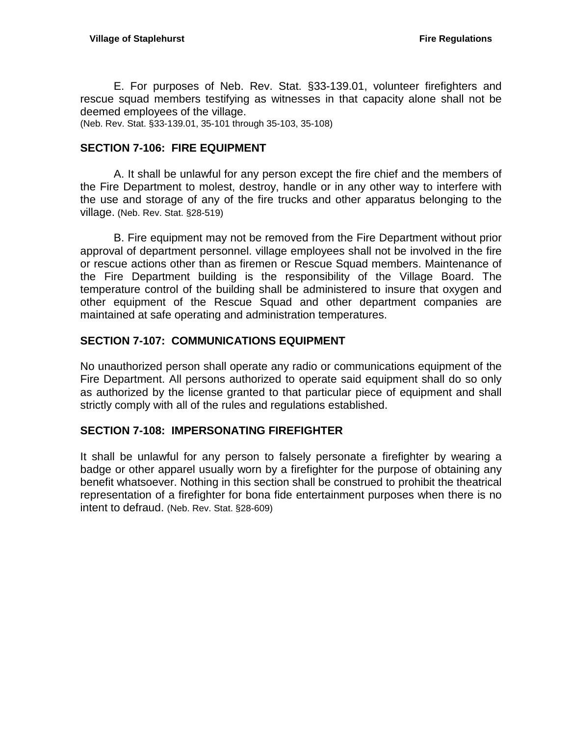E. For purposes of Neb. Rev. Stat. §33-139.01, volunteer firefighters and rescue squad members testifying as witnesses in that capacity alone shall not be deemed employees of the village.
(Neb. Rev. Stat. §33-139.01, 35-101 through 35-103, 35-108)

## SECTION 7-106: FIRE EQUIPMENT

A. It shall be unlawful for any person except the fire chief and the members of the Fire Department to molest, destroy, handle or in any other way to interfere with the use and storage of any of the fire trucks and other apparatus belonging to the village. (Neb. Rev. Stat. §28-519)

B. Fire equipment may not be removed from the Fire Department without prior approval of department personnel. village employees shall not be involved in the fire or rescue actions other than as firemen or Rescue Squad members. Maintenance of the Fire Department building is the responsibility of the Village Board. The temperature control of the building shall be administered to insure that oxygen and other equipment of the Rescue Squad and other department companies are maintained at safe operating and administration temperatures.

## SECTION 7-107: COMMUNICATIONS EQUIPMENT

No unauthorized person shall operate any radio or communications equipment of the Fire Department. All persons authorized to operate said equipment shall do so only as authorized by the license granted to that particular piece of equipment and shall strictly comply with all of the rules and regulations established.

## SECTION 7-108: IMPERSONATING FIREFIGHTER

It shall be unlawful for any person to falsely personate a firefighter by wearing a badge or other apparel usually worn by a firefighter for the purpose of obtaining any benefit whatsoever. Nothing in this section shall be construed to prohibit the theatrical representation of a firefighter for bona fide entertainment purposes when there is no intent to defraud. (Neb. Rev. Stat. §28-609)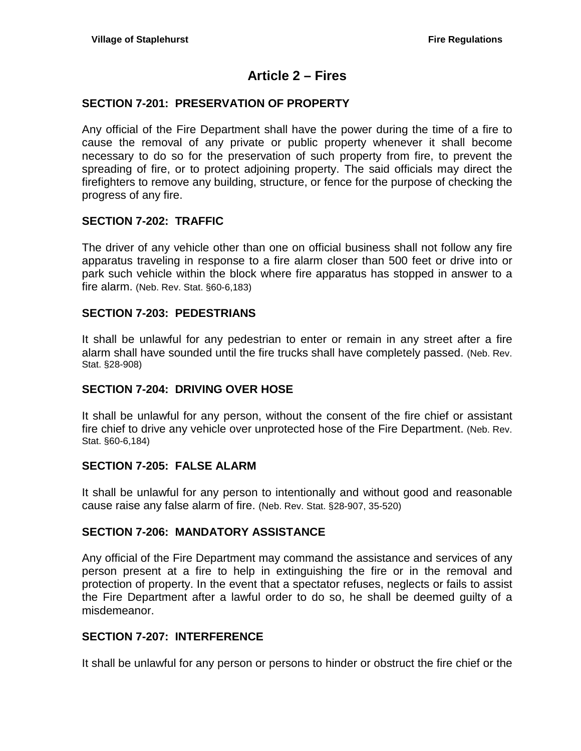# Article 2 – Fires

## SECTION 7-201: PRESERVATION OF PROPERTY

Any official of the Fire Department shall have the power during the time of a fire to cause the removal of any private or public property whenever it shall become necessary to do so for the preservation of such property from fire, to prevent the spreading of fire, or to protect adjoining property. The said officials may direct the firefighters to remove any building, structure, or fence for the purpose of checking the progress of any fire.

## SECTION 7-202: TRAFFIC

The driver of any vehicle other than one on official business shall not follow any fire apparatus traveling in response to a fire alarm closer than 500 feet or drive into or park such vehicle within the block where fire apparatus has stopped in answer to a fire alarm. (Neb. Rev. Stat. §60-6,183)

## SECTION 7-203: PEDESTRIANS

It shall be unlawful for any pedestrian to enter or remain in any street after a fire alarm shall have sounded until the fire trucks shall have completely passed. (Neb. Rev. Stat. §28-908)

## SECTION 7-204: DRIVING OVER HOSE

It shall be unlawful for any person, without the consent of the fire chief or assistant fire chief to drive any vehicle over unprotected hose of the Fire Department. (Neb. Rev. Stat. §60-6,184)

## SECTION 7-205: FALSE ALARM

It shall be unlawful for any person to intentionally and without good and reasonable cause raise any false alarm of fire. (Neb. Rev. Stat. §28-907, 35-520)

## SECTION 7-206: MANDATORY ASSISTANCE

Any official of the Fire Department may command the assistance and services of any person present at a fire to help in extinguishing the fire or in the removal and protection of property. In the event that a spectator refuses, neglects or fails to assist the Fire Department after a lawful order to do so, he shall be deemed guilty of a misdemeanor.

## SECTION 7-207: INTERFERENCE

It shall be unlawful for any person or persons to hinder or obstruct the fire chief or the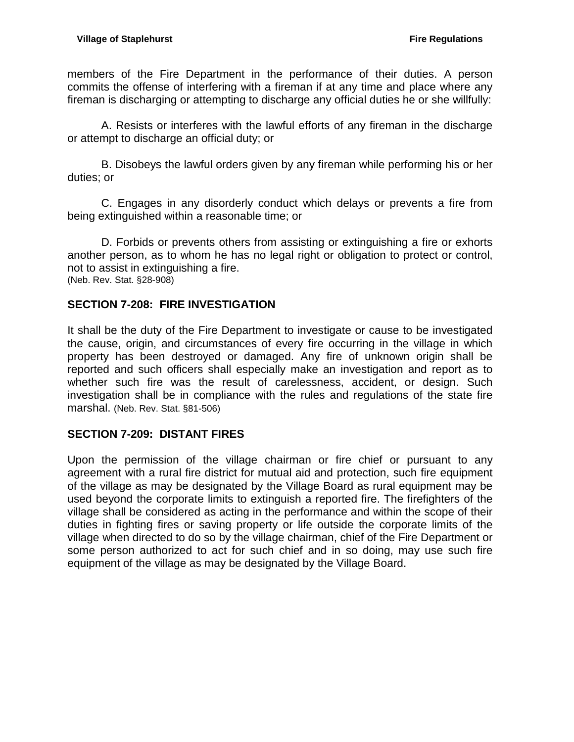members of the Fire Department in the performance of their duties. A person commits the offense of interfering with a fireman if at any time and place where any fireman is discharging or attempting to discharge any official duties he or she willfully:

A. Resists or interferes with the lawful efforts of any fireman in the discharge or attempt to discharge an official duty; or

B. Disobeys the lawful orders given by any fireman while performing his or her duties; or

C. Engages in any disorderly conduct which delays or prevents a fire from being extinguished within a reasonable time; or

D. Forbids or prevents others from assisting or extinguishing a fire or exhorts another person, as to whom he has no legal right or obligation to protect or control, not to assist in extinguishing a fire.
(Neb. Rev. Stat. §28-908)

## SECTION 7-208: FIRE INVESTIGATION

It shall be the duty of the Fire Department to investigate or cause to be investigated the cause, origin, and circumstances of every fire occurring in the village in which property has been destroyed or damaged. Any fire of unknown origin shall be reported and such officers shall especially make an investigation and report as to whether such fire was the result of carelessness, accident, or design. Such investigation shall be in compliance with the rules and regulations of the state fire marshal. (Neb. Rev. Stat. §81-506)

## SECTION 7-209: DISTANT FIRES

Upon the permission of the village chairman or fire chief or pursuant to any agreement with a rural fire district for mutual aid and protection, such fire equipment of the village as may be designated by the Village Board as rural equipment may be used beyond the corporate limits to extinguish a reported fire. The firefighters of the village shall be considered as acting in the performance and within the scope of their duties in fighting fires or saving property or life outside the corporate limits of the village when directed to do so by the village chairman, chief of the Fire Department or some person authorized to act for such chief and in so doing, may use such fire equipment of the village as may be designated by the Village Board.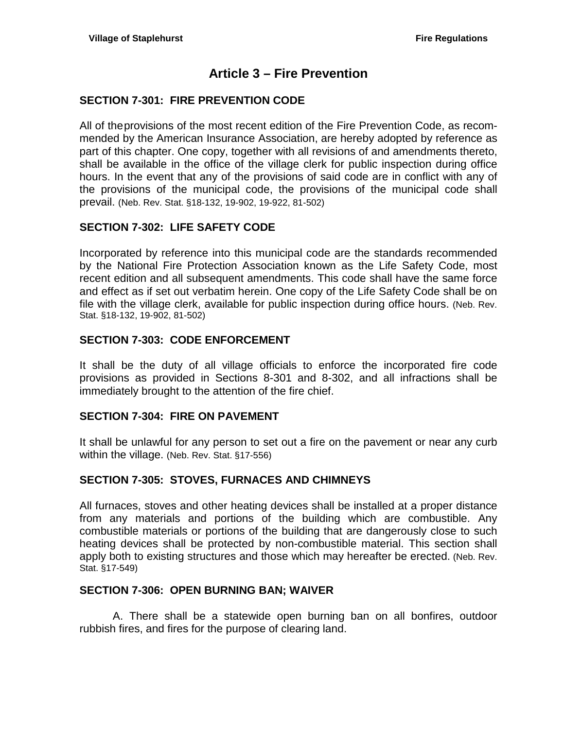# Article 3 – Fire Prevention

## SECTION 7-301: FIRE PREVENTION CODE

All of the provisions of the most recent edition of the Fire Prevention Code, as recommended by the American Insurance Association, are hereby adopted by reference as part of this chapter. One copy, together with all revisions of and amendments thereto, shall be available in the office of the village clerk for public inspection during office hours. In the event that any of the provisions of said code are in conflict with any of the provisions of the municipal code, the provisions of the municipal code shall prevail. (Neb. Rev. Stat. §18-132, 19-902, 19-922, 81-502)

## SECTION 7-302: LIFE SAFETY CODE

Incorporated by reference into this municipal code are the standards recommended by the National Fire Protection Association known as the Life Safety Code, most recent edition and all subsequent amendments. This code shall have the same force and effect as if set out verbatim herein. One copy of the Life Safety Code shall be on file with the village clerk, available for public inspection during office hours. (Neb. Rev. Stat. §18-132, 19-902, 81-502)

## SECTION 7-303: CODE ENFORCEMENT

It shall be the duty of all village officials to enforce the incorporated fire code provisions as provided in Sections 8-301 and 8-302, and all infractions shall be immediately brought to the attention of the fire chief.

## SECTION 7-304: FIRE ON PAVEMENT

It shall be unlawful for any person to set out a fire on the pavement or near any curb within the village. (Neb. Rev. Stat. §17-556)

## SECTION 7-305: STOVES, FURNACES AND CHIMNEYS

All furnaces, stoves and other heating devices shall be installed at a proper distance from any materials and portions of the building which are combustible. Any combustible materials or portions of the building that are dangerously close to such heating devices shall be protected by non-combustible material. This section shall apply both to existing structures and those which may hereafter be erected. (Neb. Rev. Stat. §17-549)

## SECTION 7-306: OPEN BURNING BAN; WAIVER

A. There shall be a statewide open burning ban on all bonfires, outdoor rubbish fires, and fires for the purpose of clearing land.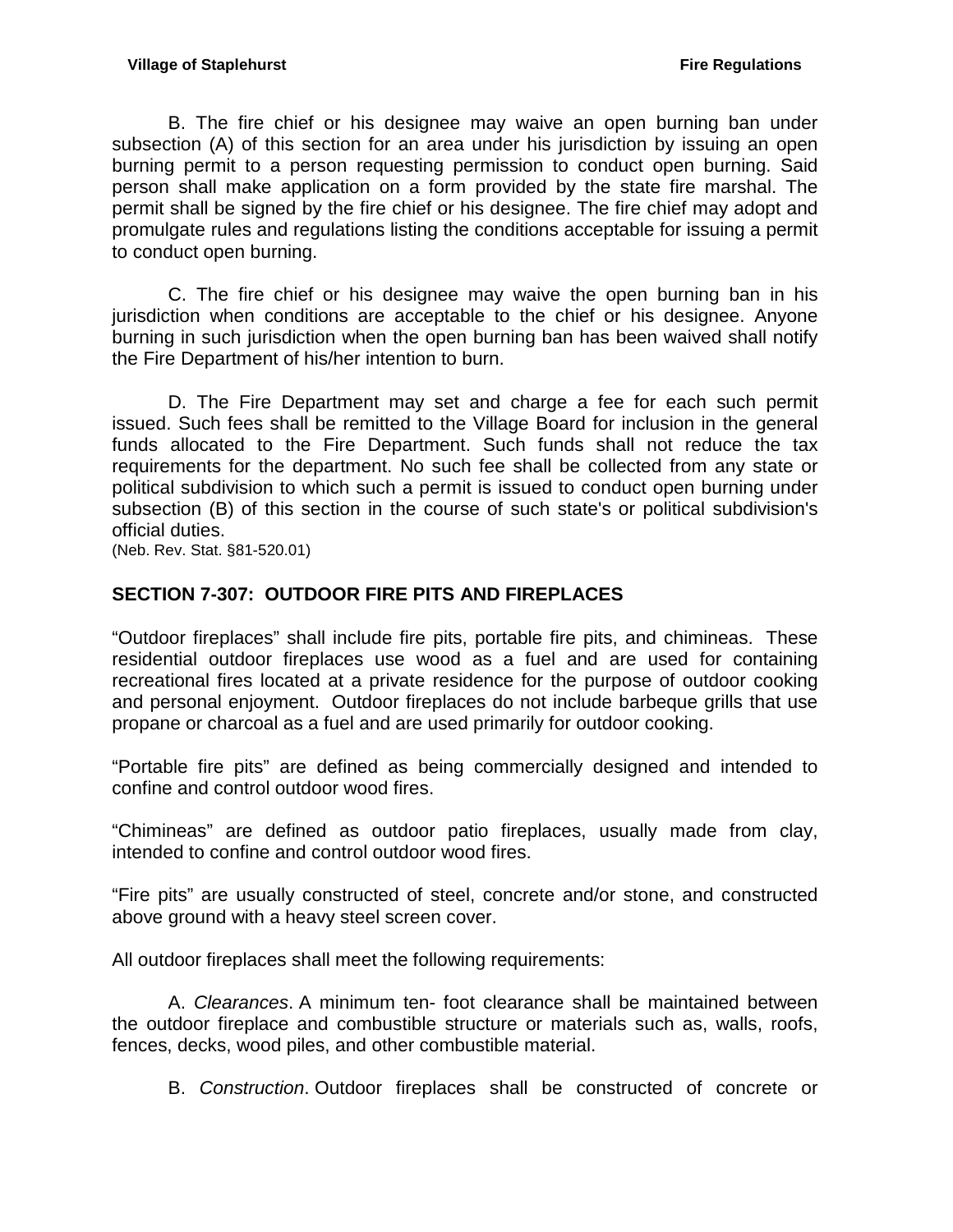B. The fire chief or his designee may waive an open burning ban under subsection (A) of this section for an area under his jurisdiction by issuing an open burning permit to a person requesting permission to conduct open burning. Said person shall make application on a form provided by the state fire marshal. The permit shall be signed by the fire chief or his designee. The fire chief may adopt and promulgate rules and regulations listing the conditions acceptable for issuing a permit to conduct open burning.

C. The fire chief or his designee may waive the open burning ban in his jurisdiction when conditions are acceptable to the chief or his designee. Anyone burning in such jurisdiction when the open burning ban has been waived shall notify the Fire Department of his/her intention to burn.

D. The Fire Department may set and charge a fee for each such permit issued. Such fees shall be remitted to the Village Board for inclusion in the general funds allocated to the Fire Department. Such funds shall not reduce the tax requirements for the department. No such fee shall be collected from any state or political subdivision to which such a permit is issued to conduct open burning under subsection (B) of this section in the course of such state's or political subdivision's official duties.
(Neb. Rev. Stat. §81-520.01)

## SECTION 7-307: OUTDOOR FIRE PITS AND FIREPLACES

"Outdoor fireplaces" shall include fire pits, portable fire pits, and chimineas. These residential outdoor fireplaces use wood as a fuel and are used for containing recreational fires located at a private residence for the purpose of outdoor cooking and personal enjoyment. Outdoor fireplaces do not include barbeque grills that use propane or charcoal as a fuel and are used primarily for outdoor cooking.

"Portable fire pits" are defined as being commercially designed and intended to confine and control outdoor wood fires.

"Chimineas" are defined as outdoor patio fireplaces, usually made from clay, intended to confine and control outdoor wood fires.

"Fire pits" are usually constructed of steel, concrete and/or stone, and constructed above ground with a heavy steel screen cover.

All outdoor fireplaces shall meet the following requirements:

A. *Clearances*. A minimum ten- foot clearance shall be maintained between the outdoor fireplace and combustible structure or materials such as, walls, roofs, fences, decks, wood piles, and other combustible material.

B. *Construction*. Outdoor fireplaces shall be constructed of concrete or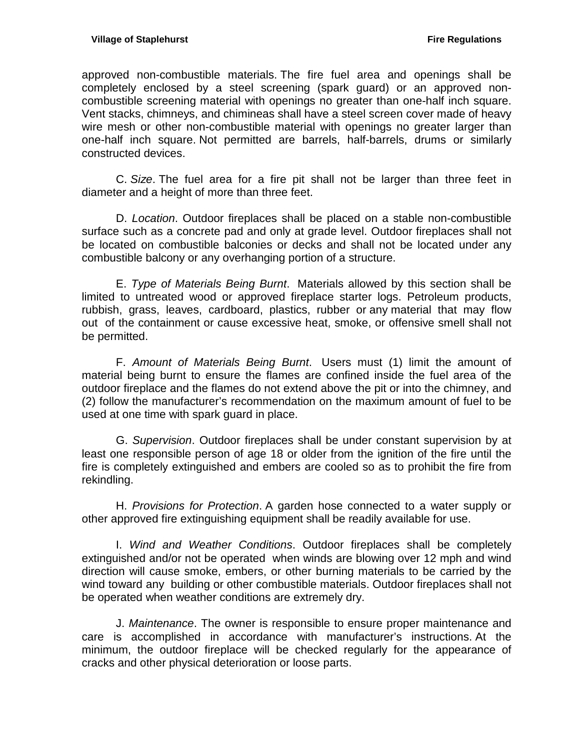approved non-combustible materials. The fire fuel area and openings shall be completely enclosed by a steel screening (spark guard) or an approved non-combustible screening material with openings no greater than one-half inch square. Vent stacks, chimneys, and chimineas shall have a steel screen cover made of heavy wire mesh or other non-combustible material with openings no greater larger than one-half inch square. Not permitted are barrels, half-barrels, drums or similarly constructed devices.

C. *Size*. The fuel area for a fire pit shall not be larger than three feet in diameter and a height of more than three feet.

D. *Location*. Outdoor fireplaces shall be placed on a stable non-combustible surface such as a concrete pad and only at grade level. Outdoor fireplaces shall not be located on combustible balconies or decks and shall not be located under any combustible balcony or any overhanging portion of a structure.

E. *Type of Materials Being Burnt*. Materials allowed by this section shall be limited to untreated wood or approved fireplace starter logs. Petroleum products, rubbish, grass, leaves, cardboard, plastics, rubber or any material that may flow out of the containment or cause excessive heat, smoke, or offensive smell shall not be permitted.

F. *Amount of Materials Being Burnt*. Users must (1) limit the amount of material being burnt to ensure the flames are confined inside the fuel area of the outdoor fireplace and the flames do not extend above the pit or into the chimney, and (2) follow the manufacturer's recommendation on the maximum amount of fuel to be used at one time with spark guard in place.

G. *Supervision*. Outdoor fireplaces shall be under constant supervision by at least one responsible person of age 18 or older from the ignition of the fire until the fire is completely extinguished and embers are cooled so as to prohibit the fire from rekindling.

H. *Provisions for Protection*. A garden hose connected to a water supply or other approved fire extinguishing equipment shall be readily available for use.

I. *Wind and Weather Conditions*. Outdoor fireplaces shall be completely extinguished and/or not be operated when winds are blowing over 12 mph and wind direction will cause smoke, embers, or other burning materials to be carried by the wind toward any building or other combustible materials. Outdoor fireplaces shall not be operated when weather conditions are extremely dry.

J. *Maintenance*. The owner is responsible to ensure proper maintenance and care is accomplished in accordance with manufacturer's instructions. At the minimum, the outdoor fireplace will be checked regularly for the appearance of cracks and other physical deterioration or loose parts.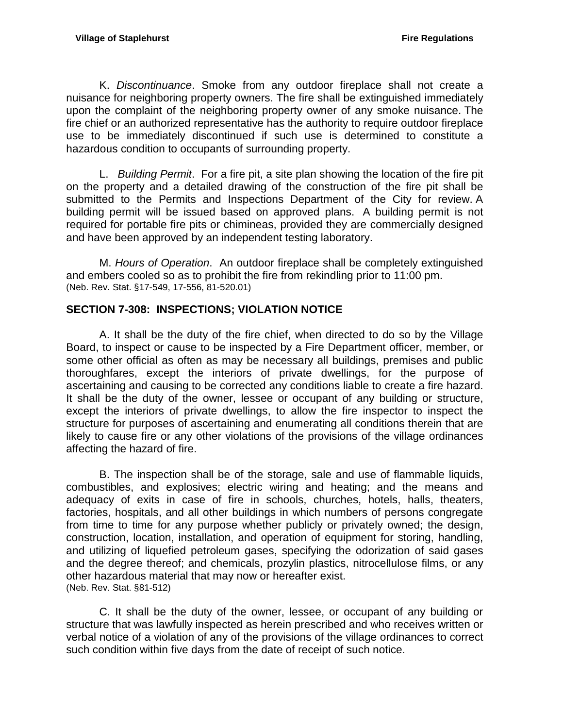K. *Discontinuance*. Smoke from any outdoor fireplace shall not create a nuisance for neighboring property owners. The fire shall be extinguished immediately upon the complaint of the neighboring property owner of any smoke nuisance. The fire chief or an authorized representative has the authority to require outdoor fireplace use to be immediately discontinued if such use is determined to constitute a hazardous condition to occupants of surrounding property.

L. *Building Permit*. For a fire pit, a site plan showing the location of the fire pit on the property and a detailed drawing of the construction of the fire pit shall be submitted to the Permits and Inspections Department of the City for review. A building permit will be issued based on approved plans. A building permit is not required for portable fire pits or chimineas, provided they are commercially designed and have been approved by an independent testing laboratory.

M. *Hours of Operation*. An outdoor fireplace shall be completely extinguished and embers cooled so as to prohibit the fire from rekindling prior to 11:00 pm.
(Neb. Rev. Stat. §17-549, 17-556, 81-520.01)

## SECTION 7-308: INSPECTIONS; VIOLATION NOTICE

A. It shall be the duty of the fire chief, when directed to do so by the Village Board, to inspect or cause to be inspected by a Fire Department officer, member, or some other official as often as may be necessary all buildings, premises and public thoroughfares, except the interiors of private dwellings, for the purpose of ascertaining and causing to be corrected any conditions liable to create a fire hazard. It shall be the duty of the owner, lessee or occupant of any building or structure, except the interiors of private dwellings, to allow the fire inspector to inspect the structure for purposes of ascertaining and enumerating all conditions therein that are likely to cause fire or any other violations of the provisions of the village ordinances affecting the hazard of fire.

B. The inspection shall be of the storage, sale and use of flammable liquids, combustibles, and explosives; electric wiring and heating; and the means and adequacy of exits in case of fire in schools, churches, hotels, halls, theaters, factories, hospitals, and all other buildings in which numbers of persons congregate from time to time for any purpose whether publicly or privately owned; the design, construction, location, installation, and operation of equipment for storing, handling, and utilizing of liquefied petroleum gases, specifying the odorization of said gases and the degree thereof; and chemicals, prozylin plastics, nitrocellulose films, or any other hazardous material that may now or hereafter exist.
(Neb. Rev. Stat. §81-512)

C. It shall be the duty of the owner, lessee, or occupant of any building or structure that was lawfully inspected as herein prescribed and who receives written or verbal notice of a violation of any of the provisions of the village ordinances to correct such condition within five days from the date of receipt of such notice.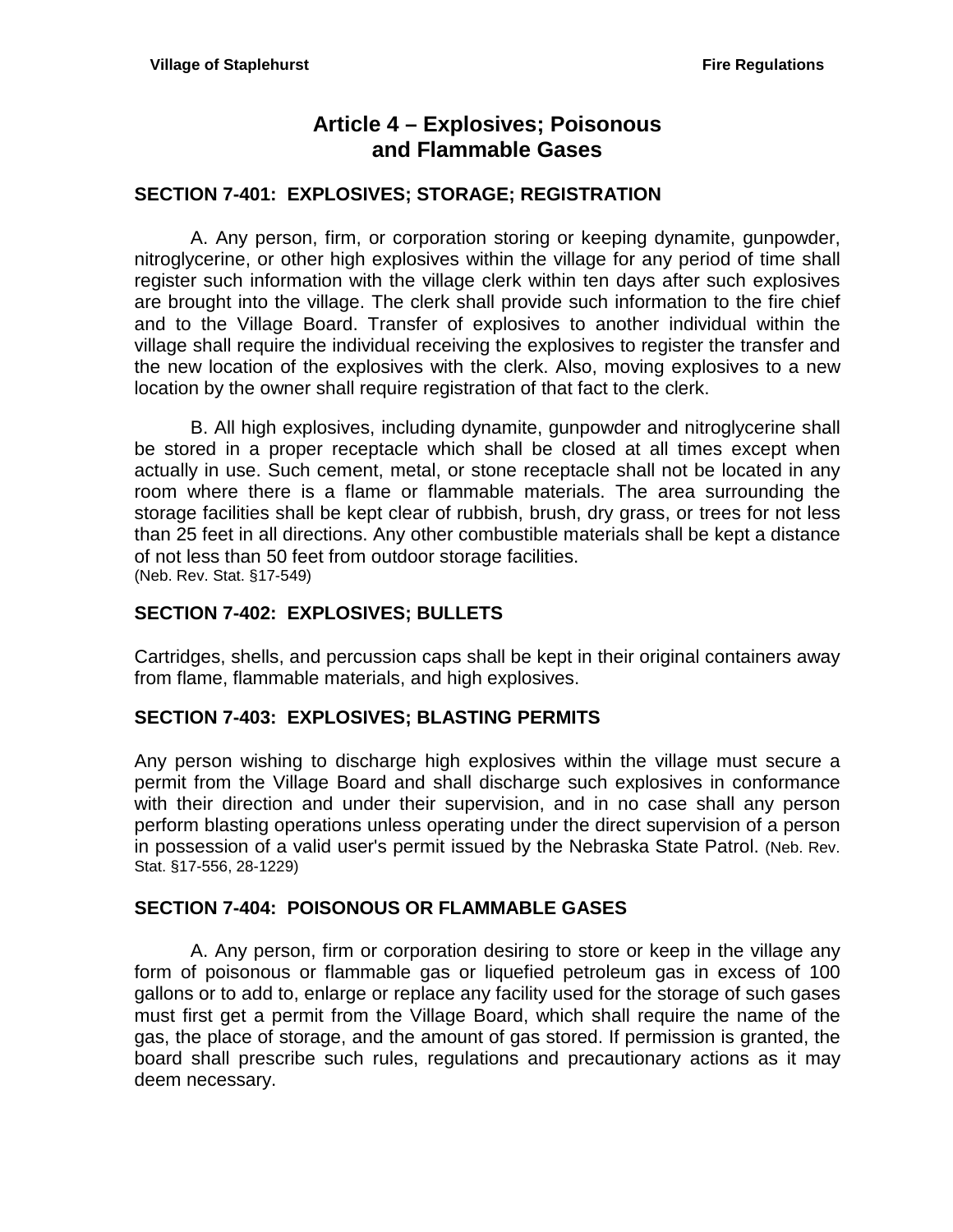# Article 4 – Explosives; Poisonous and Flammable Gases

## SECTION 7-401: EXPLOSIVES; STORAGE; REGISTRATION

A. Any person, firm, or corporation storing or keeping dynamite, gunpowder, nitroglycerine, or other high explosives within the village for any period of time shall register such information with the village clerk within ten days after such explosives are brought into the village. The clerk shall provide such information to the fire chief and to the Village Board. Transfer of explosives to another individual within the village shall require the individual receiving the explosives to register the transfer and the new location of the explosives with the clerk. Also, moving explosives to a new location by the owner shall require registration of that fact to the clerk.

B. All high explosives, including dynamite, gunpowder and nitroglycerine shall be stored in a proper receptacle which shall be closed at all times except when actually in use. Such cement, metal, or stone receptacle shall not be located in any room where there is a flame or flammable materials. The area surrounding the storage facilities shall be kept clear of rubbish, brush, dry grass, or trees for not less than 25 feet in all directions. Any other combustible materials shall be kept a distance of not less than 50 feet from outdoor storage facilities.
(Neb. Rev. Stat. §17-549)

## SECTION 7-402: EXPLOSIVES; BULLETS

Cartridges, shells, and percussion caps shall be kept in their original containers away from flame, flammable materials, and high explosives.

## SECTION 7-403: EXPLOSIVES; BLASTING PERMITS

Any person wishing to discharge high explosives within the village must secure a permit from the Village Board and shall discharge such explosives in conformance with their direction and under their supervision, and in no case shall any person perform blasting operations unless operating under the direct supervision of a person in possession of a valid user's permit issued by the Nebraska State Patrol. (Neb. Rev. Stat. §17-556, 28-1229)

## SECTION 7-404: POISONOUS OR FLAMMABLE GASES

A. Any person, firm or corporation desiring to store or keep in the village any form of poisonous or flammable gas or liquefied petroleum gas in excess of 100 gallons or to add to, enlarge or replace any facility used for the storage of such gases must first get a permit from the Village Board, which shall require the name of the gas, the place of storage, and the amount of gas stored. If permission is granted, the board shall prescribe such rules, regulations and precautionary actions as it may deem necessary.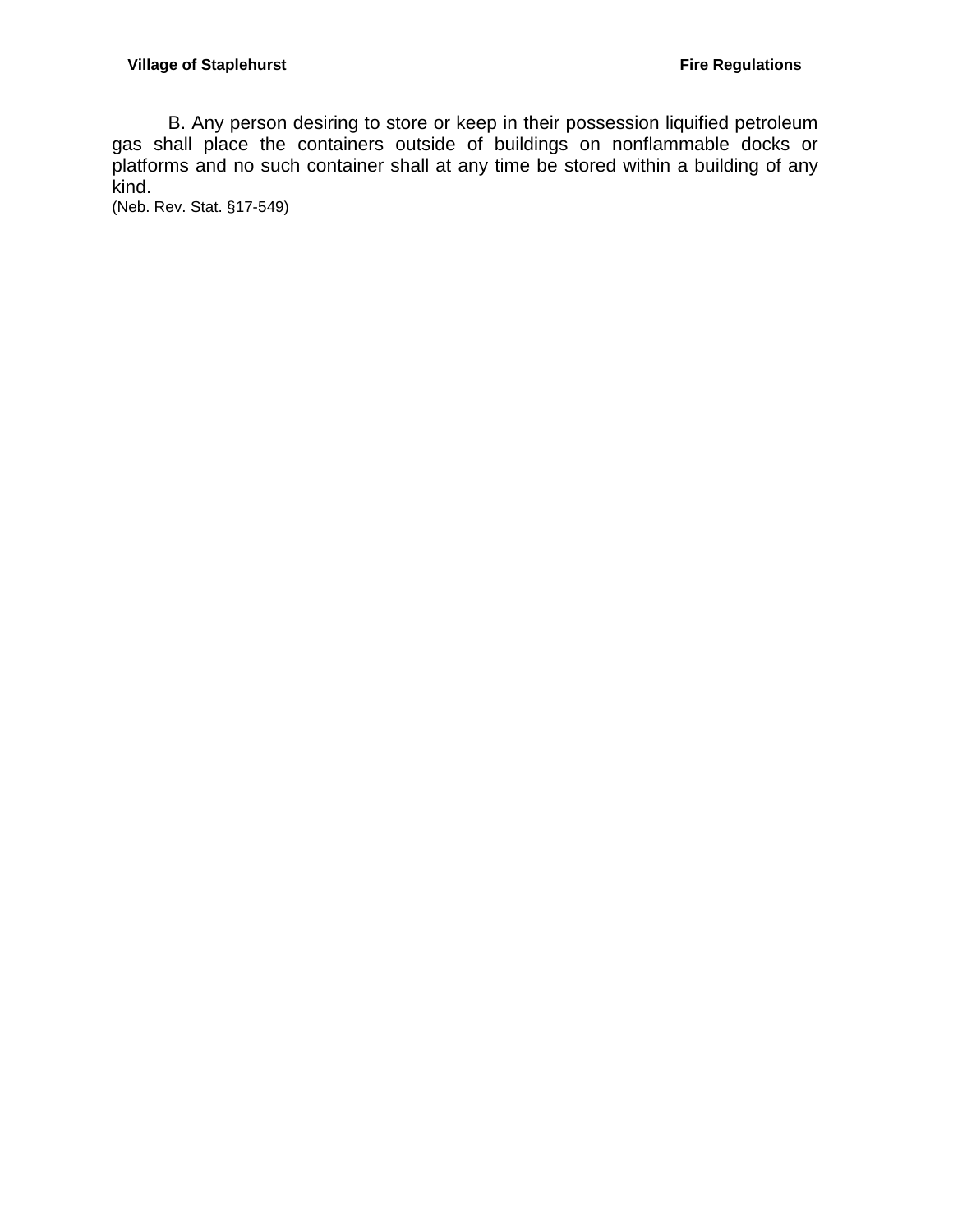B. Any person desiring to store or keep in their possession liquified petroleum gas shall place the containers outside of buildings on nonflammable docks or platforms and no such container shall at any time be stored within a building of any kind.
(Neb. Rev. Stat. §17-549)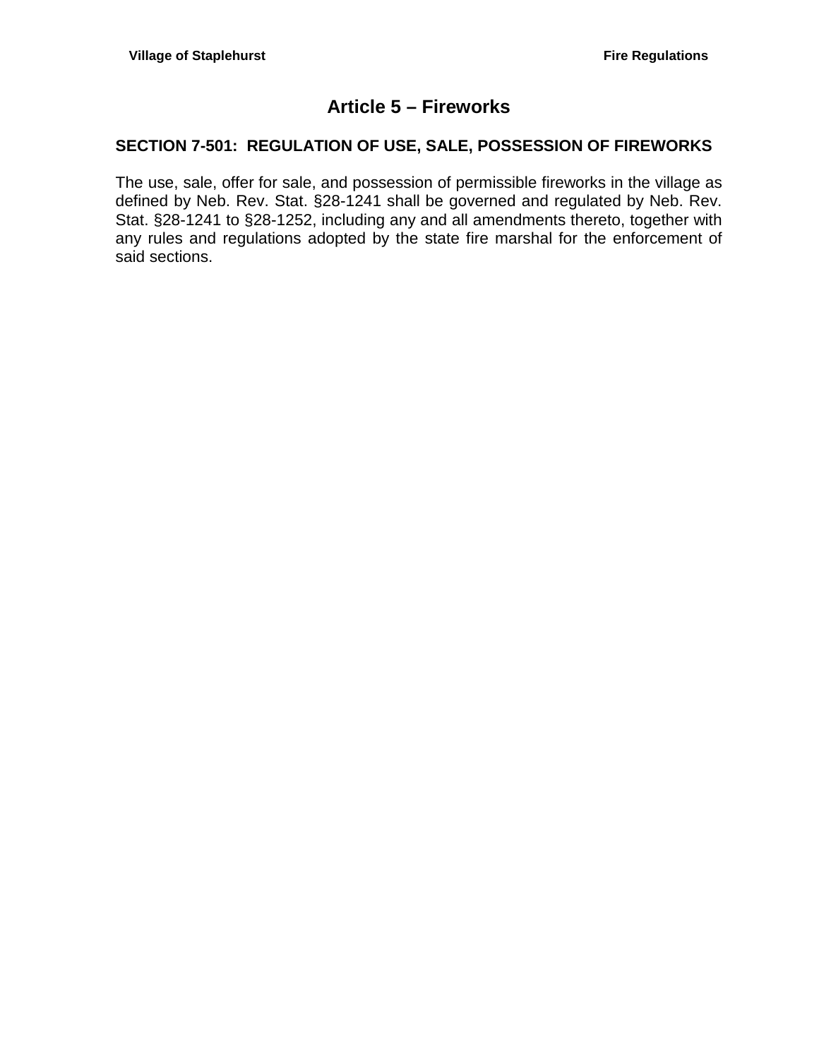# Article 5 – Fireworks

## SECTION 7-501: REGULATION OF USE, SALE, POSSESSION OF FIREWORKS

The use, sale, offer for sale, and possession of permissible fireworks in the village as defined by Neb. Rev. Stat. §28-1241 shall be governed and regulated by Neb. Rev. Stat. §28-1241 to §28-1252, including any and all amendments thereto, together with any rules and regulations adopted by the state fire marshal for the enforcement of said sections.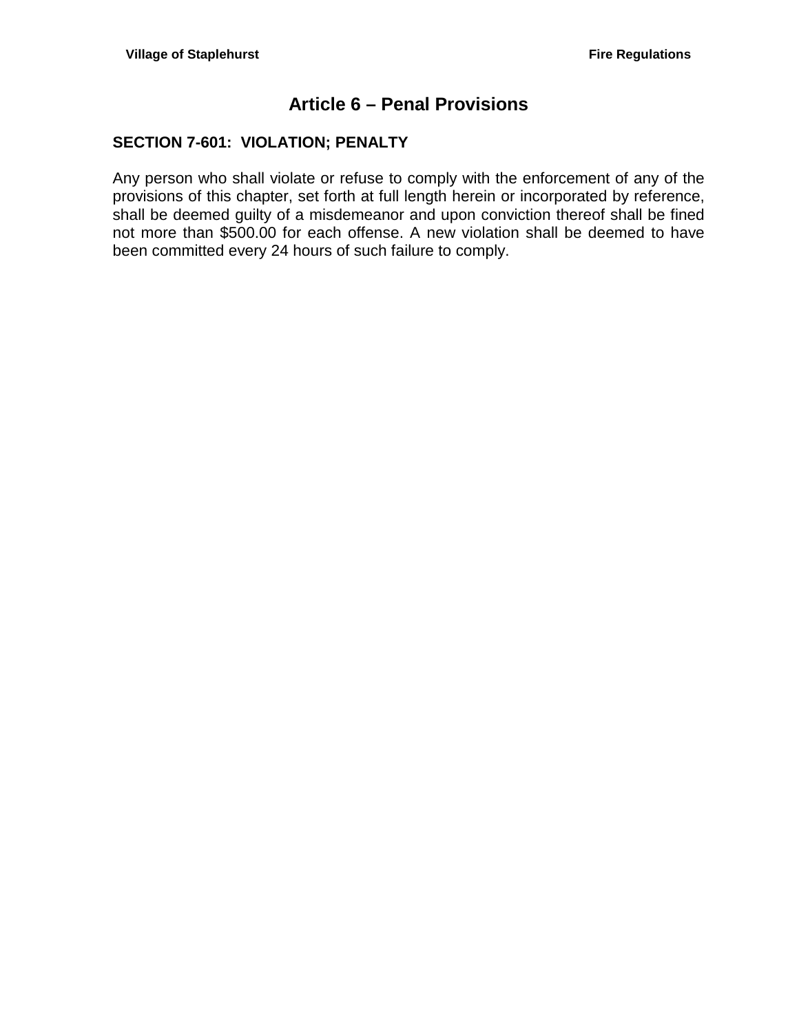# Article 6 – Penal Provisions

## SECTION 7-601: VIOLATION; PENALTY

Any person who shall violate or refuse to comply with the enforcement of any of the provisions of this chapter, set forth at full length herein or incorporated by reference, shall be deemed guilty of a misdemeanor and upon conviction thereof shall be fined not more than $500.00 for each offense. A new violation shall be deemed to have been committed every 24 hours of such failure to comply.